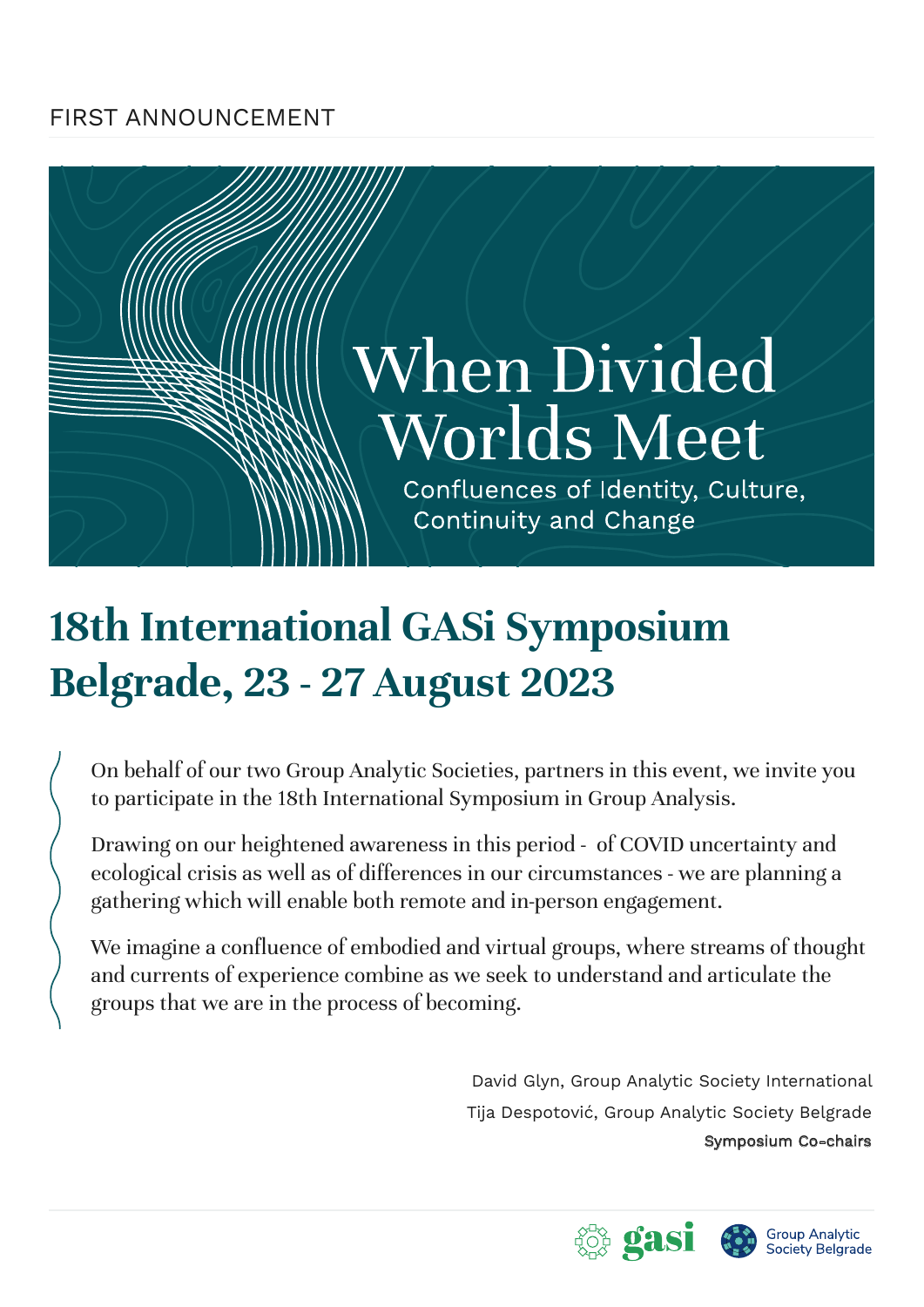FIRST ANNOUNCEMENT

# When Divided Worlds Meet

Confluences of Identity, Culture, Continuity and Change

## 18th International GASi Symposium
## Belgrade, 23 - 27 August 2023

On behalf of our two Group Analytic Societies, partners in this event, we invite you to participate in the 18th International Symposium in Group Analysis.

Drawing on our heightened awareness in this period - of COVID uncertainty and ecological crisis as well as of differences in our circumstances - we are planning a gathering which will enable both remote and in-person engagement.

We imagine a confluence of embodied and virtual groups, where streams of thought and currents of experience combine as we seek to understand and articulate the groups that we are in the process of becoming.

David Glyn, Group Analytic Society International
Tija Despotović, Group Analytic Society Belgrade
**Symposium Co-chairs**

gasi
Group Analytic Society Belgrade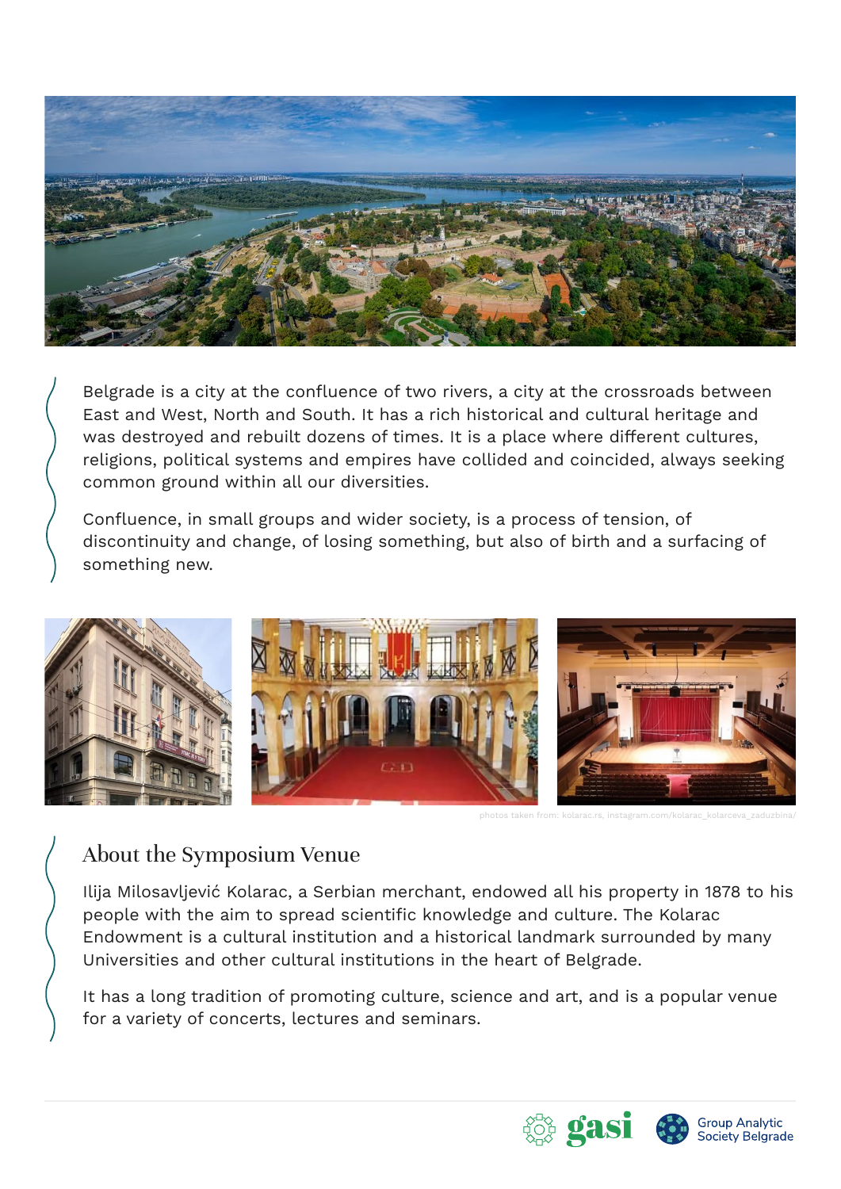Belgrade is a city at the confluence of two rivers, a city at the crossroads between East and West, North and South. It has a rich historical and cultural heritage and was destroyed and rebuilt dozens of times. It is a place where different cultures, religions, political systems and empires have collided and coincided, always seeking common ground within all our diversities.

Confluence, in small groups and wider society, is a process of tension, of discontinuity and change, of losing something, but also of birth and a surfacing of something new.

photos taken from: kolarac.rs, instagram.com/kolarac_kolarceva_zaduzbina/

## About the Symposium Venue

Ilija Milosavljević Kolarac, a Serbian merchant, endowed all his property in 1878 to his people with the aim to spread scientific knowledge and culture. The Kolarac Endowment is a cultural institution and a historical landmark surrounded by many Universities and other cultural institutions in the heart of Belgrade.

It has a long tradition of promoting culture, science and art, and is a popular venue for a variety of concerts, lectures and seminars.

gasi Group Analytic Society Belgrade